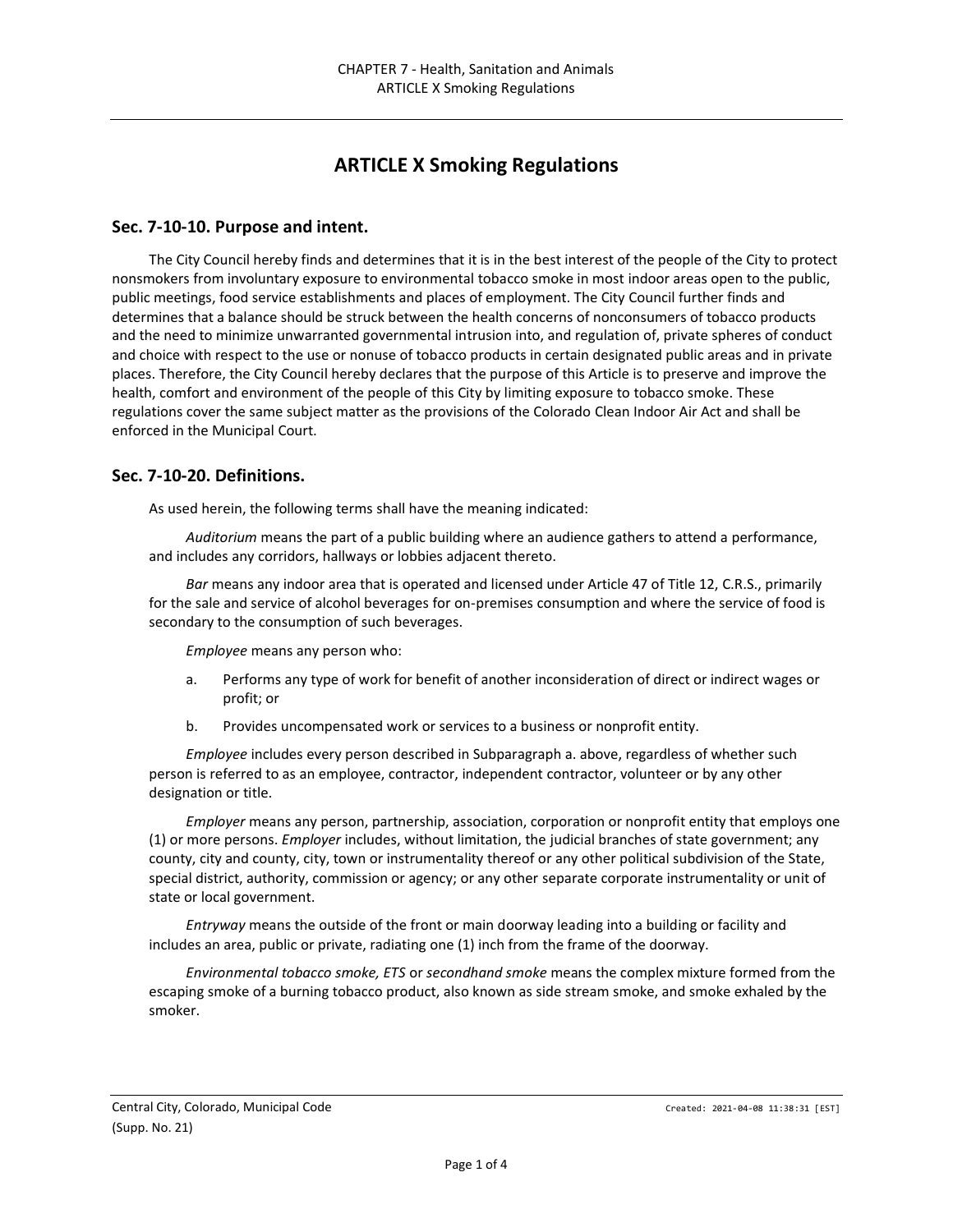# ARTICLE X Smoking Regulations

## Sec. 7-10-10. Purpose and intent.

The City Council hereby finds and determines that it is in the best interest of the people of the City to protect nonsmokers from involuntary exposure to environmental tobacco smoke in most indoor areas open to the public, public meetings, food service establishments and places of employment. The City Council further finds and determines that a balance should be struck between the health concerns of nonconsumers of tobacco products and the need to minimize unwarranted governmental intrusion into, and regulation of, private spheres of conduct and choice with respect to the use or nonuse of tobacco products in certain designated public areas and in private places. Therefore, the City Council hereby declares that the purpose of this Article is to preserve and improve the health, comfort and environment of the people of this City by limiting exposure to tobacco smoke. These regulations cover the same subject matter as the provisions of the Colorado Clean Indoor Air Act and shall be enforced in the Municipal Court.

## Sec. 7-10-20. Definitions.

As used herein, the following terms shall have the meaning indicated:

*Auditorium* means the part of a public building where an audience gathers to attend a performance, and includes any corridors, hallways or lobbies adjacent thereto.

*Bar* means any indoor area that is operated and licensed under Article 47 of Title 12, C.R.S., primarily for the sale and service of alcohol beverages for on-premises consumption and where the service of food is secondary to the consumption of such beverages.

*Employee* means any person who:

a. Performs any type of work for benefit of another inconsideration of direct or indirect wages or profit; or

b. Provides uncompensated work or services to a business or nonprofit entity.

*Employee* includes every person described in Subparagraph a. above, regardless of whether such person is referred to as an employee, contractor, independent contractor, volunteer or by any other designation or title.

*Employer* means any person, partnership, association, corporation or nonprofit entity that employs one (1) or more persons. *Employer* includes, without limitation, the judicial branches of state government; any county, city and county, city, town or instrumentality thereof or any other political subdivision of the State, special district, authority, commission or agency; or any other separate corporate instrumentality or unit of state or local government.

*Entryway* means the outside of the front or main doorway leading into a building or facility and includes an area, public or private, radiating one (1) inch from the frame of the doorway.

*Environmental tobacco smoke, ETS* or *secondhand smoke* means the complex mixture formed from the escaping smoke of a burning tobacco product, also known as side stream smoke, and smoke exhaled by the smoker.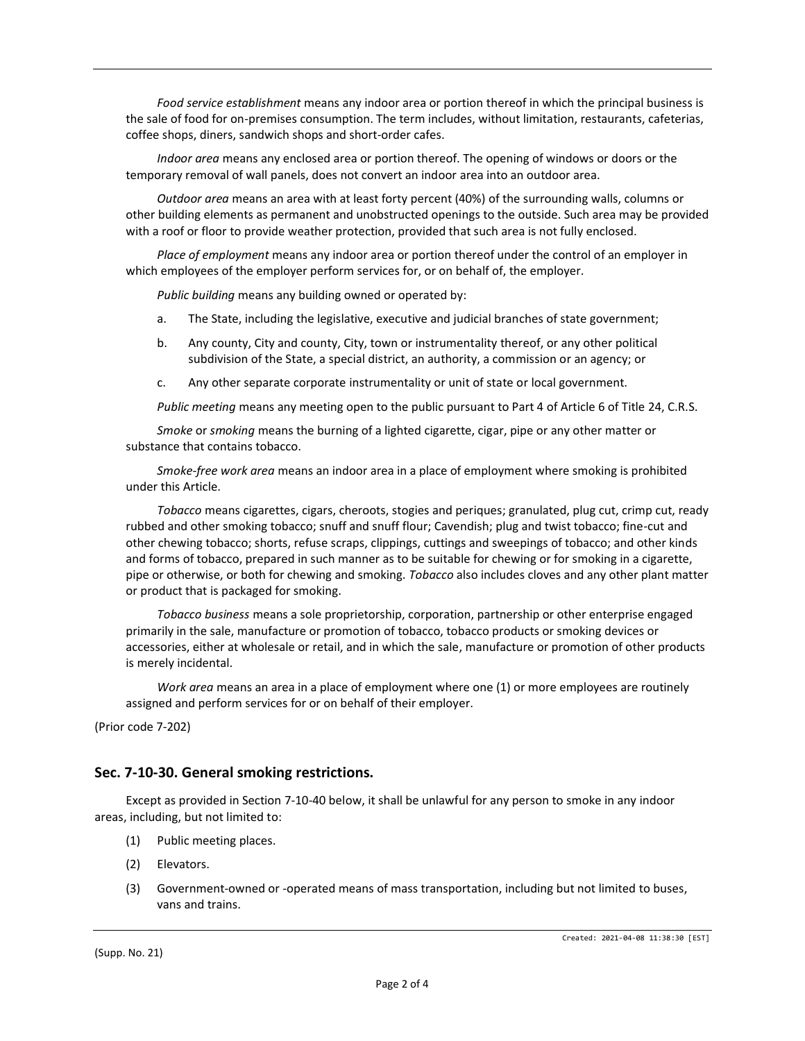*Food service establishment* means any indoor area or portion thereof in which the principal business is the sale of food for on-premises consumption. The term includes, without limitation, restaurants, cafeterias, coffee shops, diners, sandwich shops and short-order cafes.

*Indoor area* means any enclosed area or portion thereof. The opening of windows or doors or the temporary removal of wall panels, does not convert an indoor area into an outdoor area.

*Outdoor area* means an area with at least forty percent (40%) of the surrounding walls, columns or other building elements as permanent and unobstructed openings to the outside. Such area may be provided with a roof or floor to provide weather protection, provided that such area is not fully enclosed.

*Place of employment* means any indoor area or portion thereof under the control of an employer in which employees of the employer perform services for, or on behalf of, the employer.

*Public building* means any building owned or operated by:

a. The State, including the legislative, executive and judicial branches of state government;

b. Any county, City and county, City, town or instrumentality thereof, or any other political subdivision of the State, a special district, an authority, a commission or an agency; or

c. Any other separate corporate instrumentality or unit of state or local government.

*Public meeting* means any meeting open to the public pursuant to Part 4 of Article 6 of Title 24, C.R.S.

*Smoke* or *smoking* means the burning of a lighted cigarette, cigar, pipe or any other matter or substance that contains tobacco.

*Smoke-free work area* means an indoor area in a place of employment where smoking is prohibited under this Article.

*Tobacco* means cigarettes, cigars, cheroots, stogies and periques; granulated, plug cut, crimp cut, ready rubbed and other smoking tobacco; snuff and snuff flour; Cavendish; plug and twist tobacco; fine-cut and other chewing tobacco; shorts, refuse scraps, clippings, cuttings and sweepings of tobacco; and other kinds and forms of tobacco, prepared in such manner as to be suitable for chewing or for smoking in a cigarette, pipe or otherwise, or both for chewing and smoking. *Tobacco* also includes cloves and any other plant matter or product that is packaged for smoking.

*Tobacco business* means a sole proprietorship, corporation, partnership or other enterprise engaged primarily in the sale, manufacture or promotion of tobacco, tobacco products or smoking devices or accessories, either at wholesale or retail, and in which the sale, manufacture or promotion of other products is merely incidental.

*Work area* means an area in a place of employment where one (1) or more employees are routinely assigned and perform services for or on behalf of their employer.

(Prior code 7-202)

## Sec. 7-10-30. General smoking restrictions.

Except as provided in Section 7-10-40 below, it shall be unlawful for any person to smoke in any indoor areas, including, but not limited to:

(1) Public meeting places.

(2) Elevators.

(3) Government-owned or -operated means of mass transportation, including but not limited to buses, vans and trains.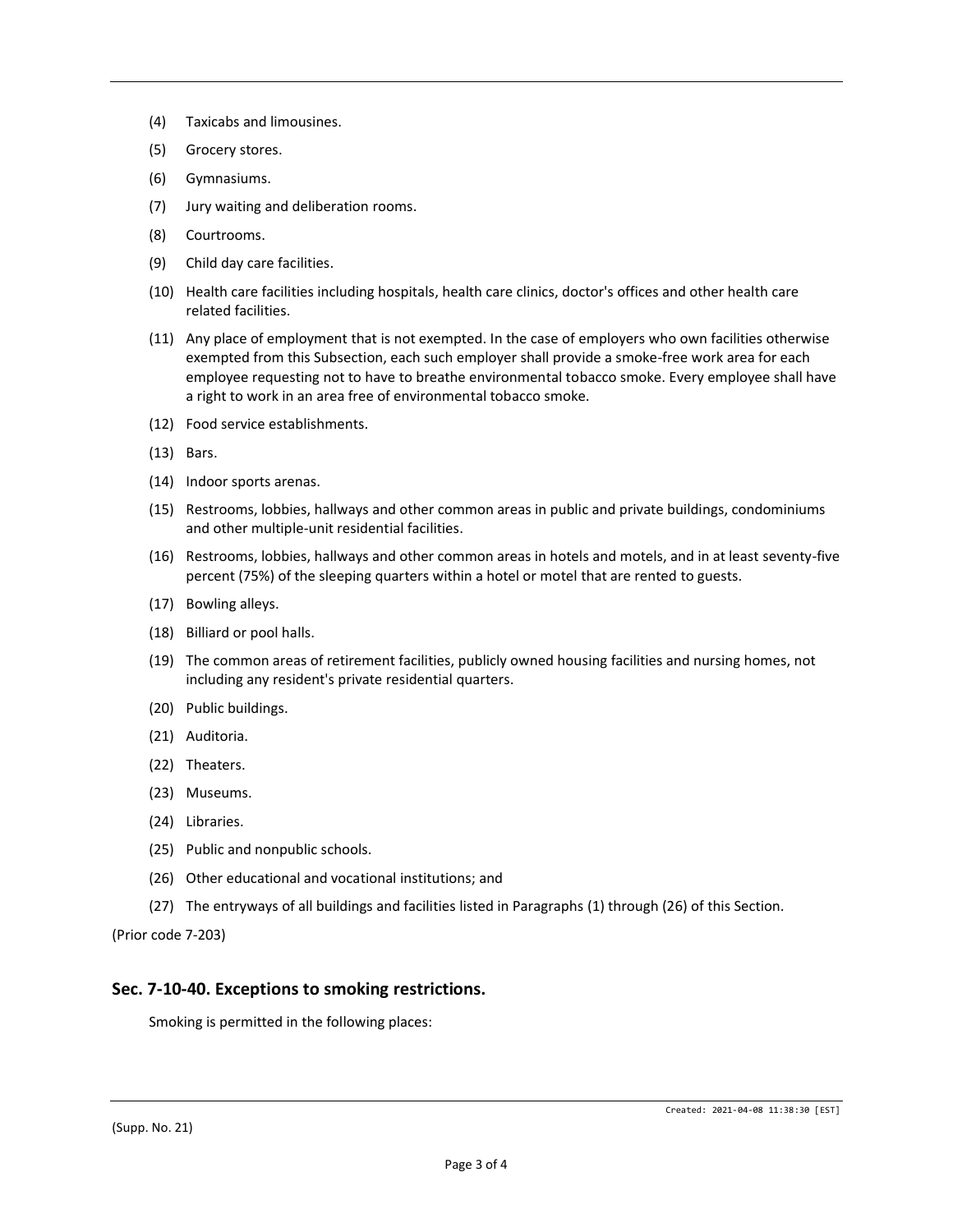(4) Taxicabs and limousines.

(5) Grocery stores.

(6) Gymnasiums.

(7) Jury waiting and deliberation rooms.

(8) Courtrooms.

(9) Child day care facilities.

(10) Health care facilities including hospitals, health care clinics, doctor's offices and other health care related facilities.

(11) Any place of employment that is not exempted. In the case of employers who own facilities otherwise exempted from this Subsection, each such employer shall provide a smoke-free work area for each employee requesting not to have to breathe environmental tobacco smoke. Every employee shall have a right to work in an area free of environmental tobacco smoke.

(12) Food service establishments.

(13) Bars.

(14) Indoor sports arenas.

(15) Restrooms, lobbies, hallways and other common areas in public and private buildings, condominiums and other multiple-unit residential facilities.

(16) Restrooms, lobbies, hallways and other common areas in hotels and motels, and in at least seventy-five percent (75%) of the sleeping quarters within a hotel or motel that are rented to guests.

(17) Bowling alleys.

(18) Billiard or pool halls.

(19) The common areas of retirement facilities, publicly owned housing facilities and nursing homes, not including any resident's private residential quarters.

(20) Public buildings.

(21) Auditoria.

(22) Theaters.

(23) Museums.

(24) Libraries.

(25) Public and nonpublic schools.

(26) Other educational and vocational institutions; and

(27) The entryways of all buildings and facilities listed in Paragraphs (1) through (26) of this Section.

(Prior code 7-203)

## Sec. 7-10-40. Exceptions to smoking restrictions.

Smoking is permitted in the following places: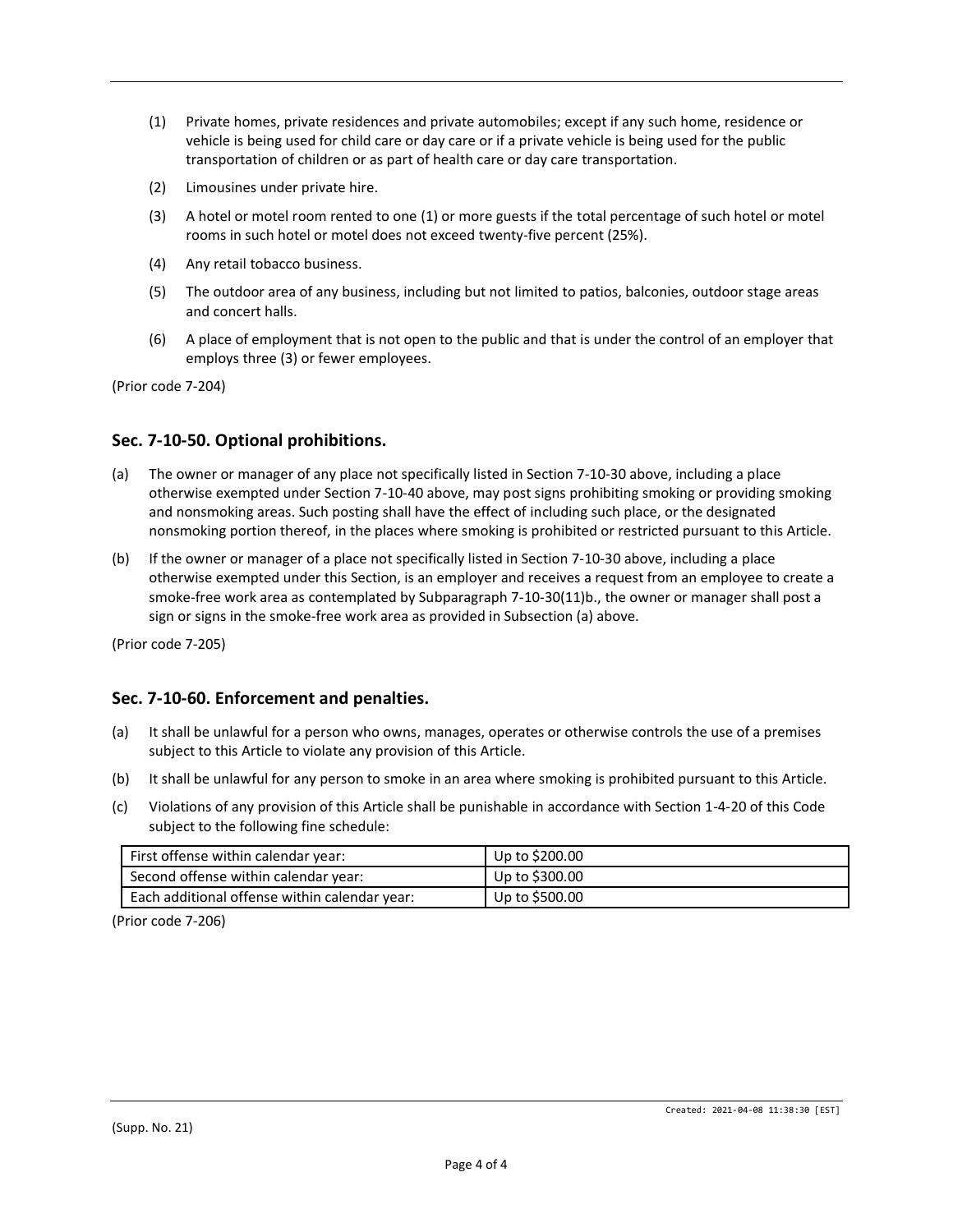(1) Private homes, private residences and private automobiles; except if any such home, residence or vehicle is being used for child care or day care or if a private vehicle is being used for the public transportation of children or as part of health care or day care transportation.

(2) Limousines under private hire.

(3) A hotel or motel room rented to one (1) or more guests if the total percentage of such hotel or motel rooms in such hotel or motel does not exceed twenty-five percent (25%).

(4) Any retail tobacco business.

(5) The outdoor area of any business, including but not limited to patios, balconies, outdoor stage areas and concert halls.

(6) A place of employment that is not open to the public and that is under the control of an employer that employs three (3) or fewer employees.

(Prior code 7-204)

## Sec. 7-10-50. Optional prohibitions.

(a) The owner or manager of any place not specifically listed in Section 7-10-30 above, including a place otherwise exempted under Section 7-10-40 above, may post signs prohibiting smoking or providing smoking and nonsmoking areas. Such posting shall have the effect of including such place, or the designated nonsmoking portion thereof, in the places where smoking is prohibited or restricted pursuant to this Article.

(b) If the owner or manager of a place not specifically listed in Section 7-10-30 above, including a place otherwise exempted under this Section, is an employer and receives a request from an employee to create a smoke-free work area as contemplated by Subparagraph 7-10-30(11)b., the owner or manager shall post a sign or signs in the smoke-free work area as provided in Subsection (a) above.

(Prior code 7-205)

## Sec. 7-10-60. Enforcement and penalties.

(a) It shall be unlawful for a person who owns, manages, operates or otherwise controls the use of a premises subject to this Article to violate any provision of this Article.

(b) It shall be unlawful for any person to smoke in an area where smoking is prohibited pursuant to this Article.

(c) Violations of any provision of this Article shall be punishable in accordance with Section 1-4-20 of this Code subject to the following fine schedule:

| | |
|---|---|
| First offense within calendar year: | Up to $200.00 |
| Second offense within calendar year: | Up to $300.00 |
| Each additional offense within calendar year: | Up to $500.00 |

(Prior code 7-206)